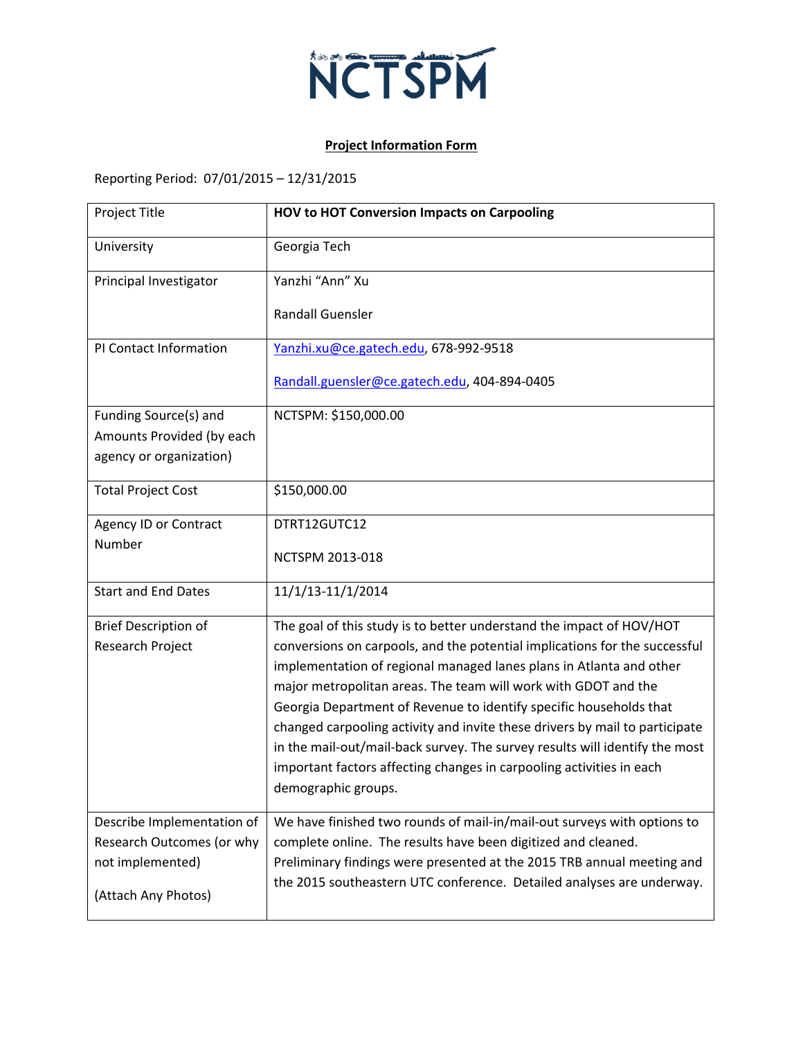NCTSPM

**Project Information Form**

Reporting Period: 07/01/2015 – 12/31/2015

| Project Title | **HOV to HOT Conversion Impacts on Carpooling** |
|---|---|
| University | Georgia Tech |
| Principal Investigator | Yanzhi "Ann" Xu<br><br>Randall Guensler |
| PI Contact Information | Yanzhi.xu@ce.gatech.edu, 678-992-9518<br><br>Randall.guensler@ce.gatech.edu, 404-894-0405 |
| Funding Source(s) and Amounts Provided (by each agency or organization) | NCTSPM: $150,000.00 |
| Total Project Cost | $150,000.00 |
| Agency ID or Contract Number | DTRT12GUTC12<br><br>NCTSPM 2013-018 |
| Start and End Dates | 11/1/13-11/1/2014 |
| Brief Description of Research Project | The goal of this study is to better understand the impact of HOV/HOT conversions on carpools, and the potential implications for the successful implementation of regional managed lanes plans in Atlanta and other major metropolitan areas. The team will work with GDOT and the Georgia Department of Revenue to identify specific households that changed carpooling activity and invite these drivers by mail to participate in the mail-out/mail-back survey. The survey results will identify the most important factors affecting changes in carpooling activities in each demographic groups. |
| Describe Implementation of Research Outcomes (or why not implemented)<br><br>(Attach Any Photos) | We have finished two rounds of mail-in/mail-out surveys with options to complete online. The results have been digitized and cleaned. Preliminary findings were presented at the 2015 TRB annual meeting and the 2015 southeastern UTC conference. Detailed analyses are underway. |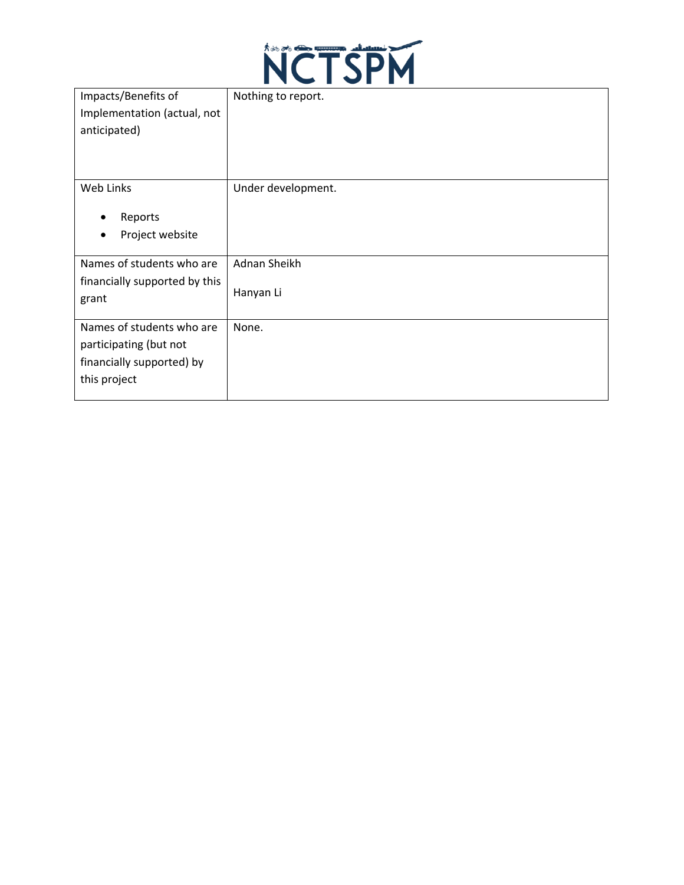| | |
|---|---|
| Impacts/Benefits of Implementation (actual, not anticipated) | Nothing to report. |
| Web Links<br>• Reports<br>• Project website | Under development. |
| Names of students who are financially supported by this grant | Adnan Sheikh<br>Hanyan Li |
| Names of students who are participating (but not financially supported) by this project | None. |